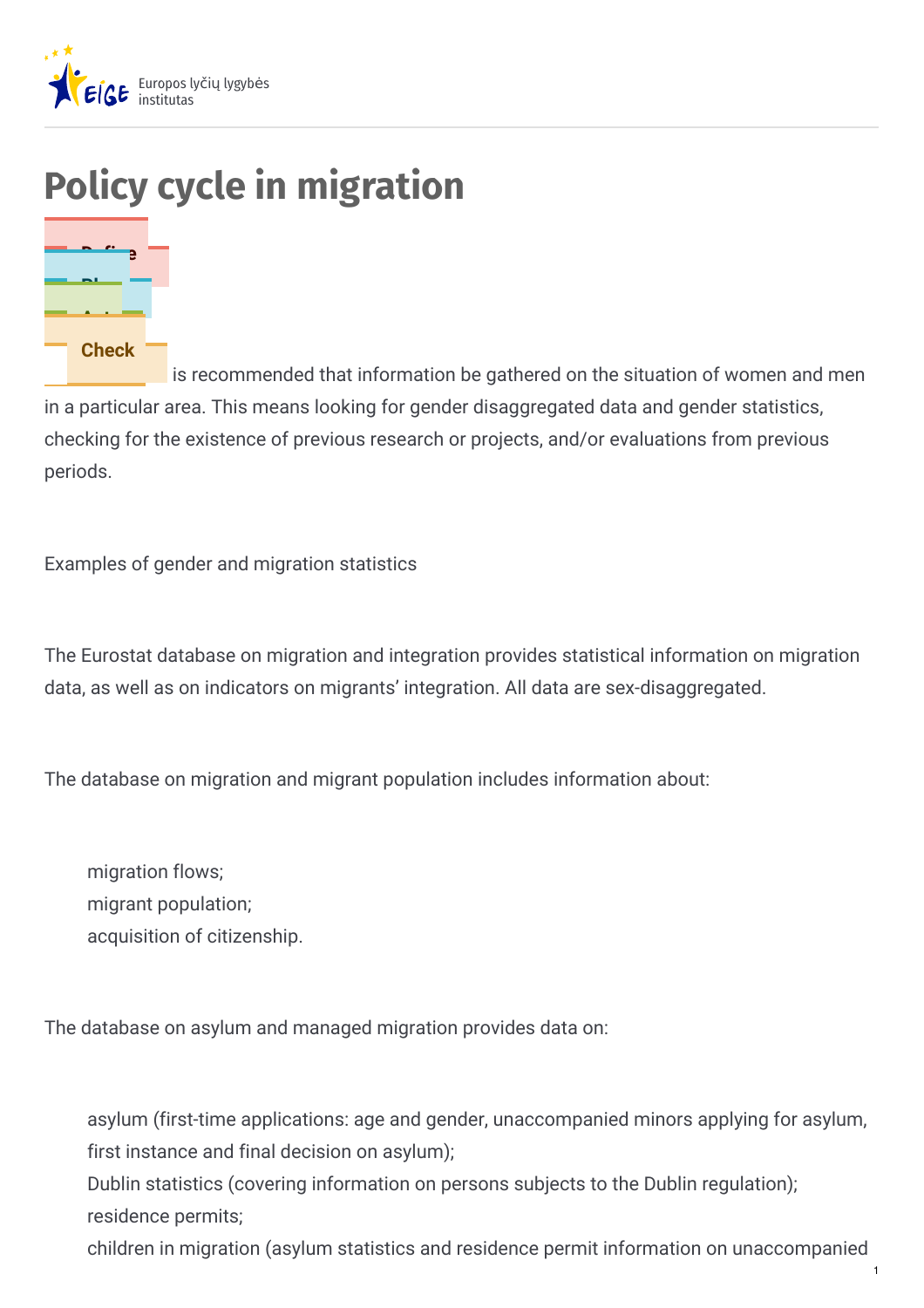# Policy cycle in migration

Define

Plan

Act

Check

is recommended that information be gathered on the situation of women and men in a particular area. This means looking for gender disaggregated data and gender statistics, checking for the existence of previous research or projects, and/or evaluations from previous periods.

Examples of gender and migration statistics

The Eurostat database on migration and integration provides statistical information on migration data, as well as on indicators on migrants' integration. All data are sex-disaggregated.

The database on migration and migrant population includes information about:

- migration flows;
- migrant population;
- acquisition of citizenship.

The database on asylum and managed migration provides data on:

- asylum (first-time applications: age and gender, unaccompanied minors applying for asylum, first instance and final decision on asylum);
- Dublin statistics (covering information on persons subjects to the Dublin regulation);
- residence permits;
- children in migration (asylum statistics and residence permit information on unaccompanied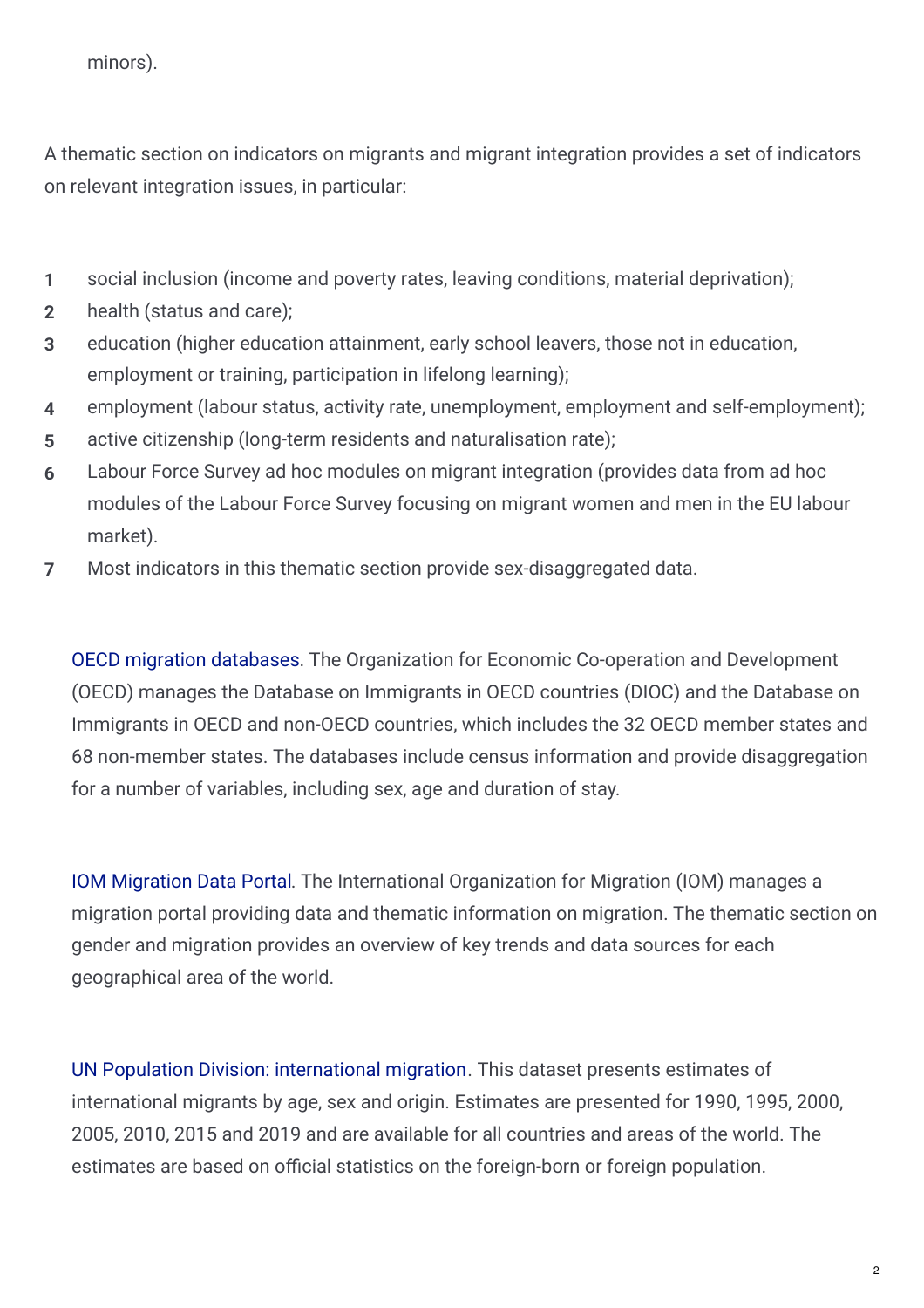minors).

A thematic section on indicators on migrants and migrant integration provides a set of indicators on relevant integration issues, in particular:

1. social inclusion (income and poverty rates, leaving conditions, material deprivation);
2. health (status and care);
3. education (higher education attainment, early school leavers, those not in education, employment or training, participation in lifelong learning);
4. employment (labour status, activity rate, unemployment, employment and self-employment);
5. active citizenship (long-term residents and naturalisation rate);
6. Labour Force Survey ad hoc modules on migrant integration (provides data from ad hoc modules of the Labour Force Survey focusing on migrant women and men in the EU labour market).
7. Most indicators in this thematic section provide sex-disaggregated data.

OECD migration databases. The Organization for Economic Co-operation and Development (OECD) manages the Database on Immigrants in OECD countries (DIOC) and the Database on Immigrants in OECD and non-OECD countries, which includes the 32 OECD member states and 68 non-member states. The databases include census information and provide disaggregation for a number of variables, including sex, age and duration of stay.

IOM Migration Data Portal. The International Organization for Migration (IOM) manages a migration portal providing data and thematic information on migration. The thematic section on gender and migration provides an overview of key trends and data sources for each geographical area of the world.

UN Population Division: international migration. This dataset presents estimates of international migrants by age, sex and origin. Estimates are presented for 1990, 1995, 2000, 2005, 2010, 2015 and 2019 and are available for all countries and areas of the world. The estimates are based on official statistics on the foreign-born or foreign population.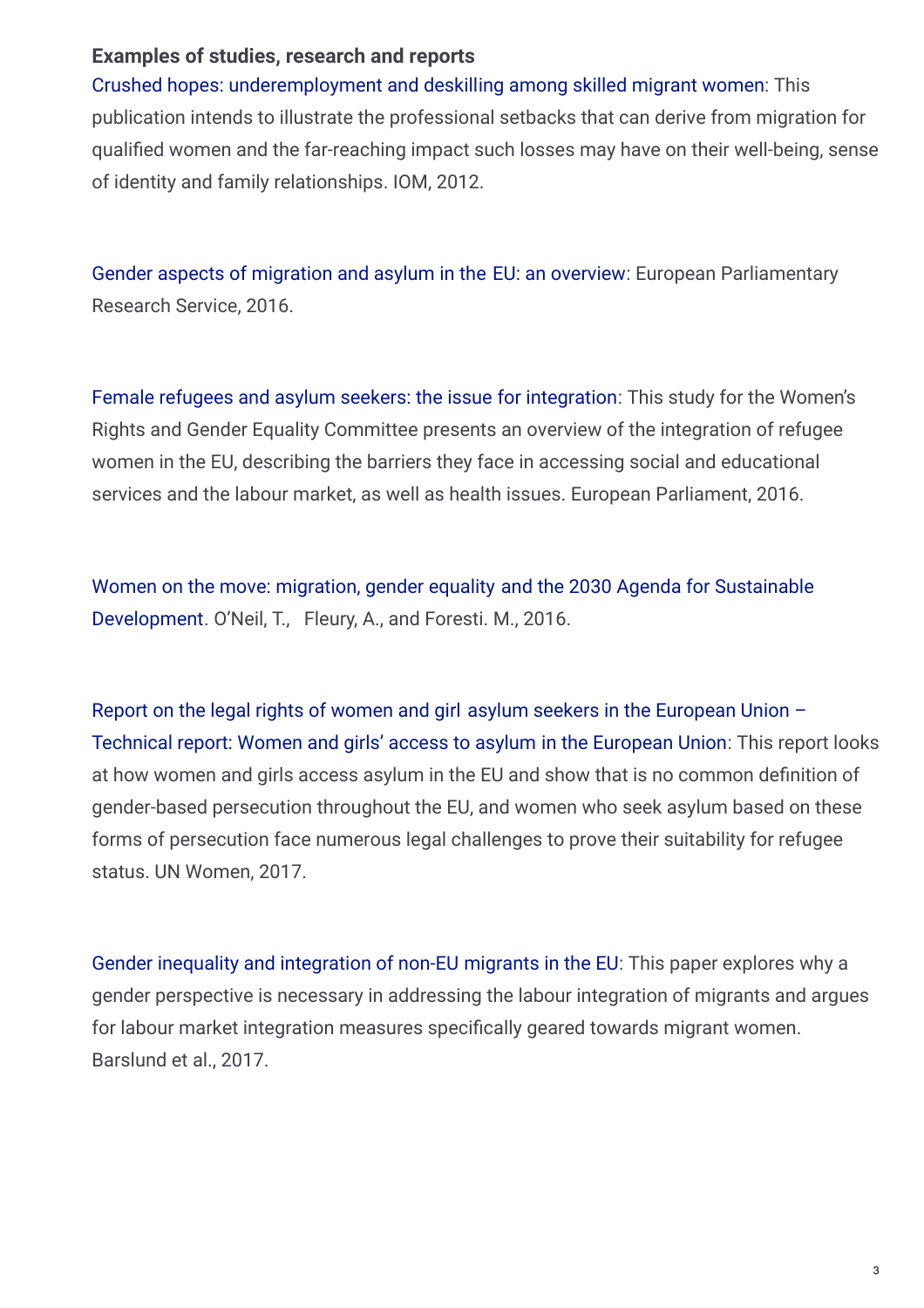**Examples of studies, research and reports**

Crushed hopes: underemployment and deskilling among skilled migrant women: This publication intends to illustrate the professional setbacks that can derive from migration for qualified women and the far-reaching impact such losses may have on their well-being, sense of identity and family relationships. IOM, 2012.

Gender aspects of migration and asylum in the EU: an overview: European Parliamentary Research Service, 2016.

Female refugees and asylum seekers: the issue for integration: This study for the Women's Rights and Gender Equality Committee presents an overview of the integration of refugee women in the EU, describing the barriers they face in accessing social and educational services and the labour market, as well as health issues. European Parliament, 2016.

Women on the move: migration, gender equality and the 2030 Agenda for Sustainable Development. O'Neil, T., Fleury, A., and Foresti. M., 2016.

Report on the legal rights of women and girl asylum seekers in the European Union – Technical report: Women and girls' access to asylum in the European Union: This report looks at how women and girls access asylum in the EU and show that is no common definition of gender-based persecution throughout the EU, and women who seek asylum based on these forms of persecution face numerous legal challenges to prove their suitability for refugee status. UN Women, 2017.

Gender inequality and integration of non-EU migrants in the EU: This paper explores why a gender perspective is necessary in addressing the labour integration of migrants and argues for labour market integration measures specifically geared towards migrant women. Barslund et al., 2017.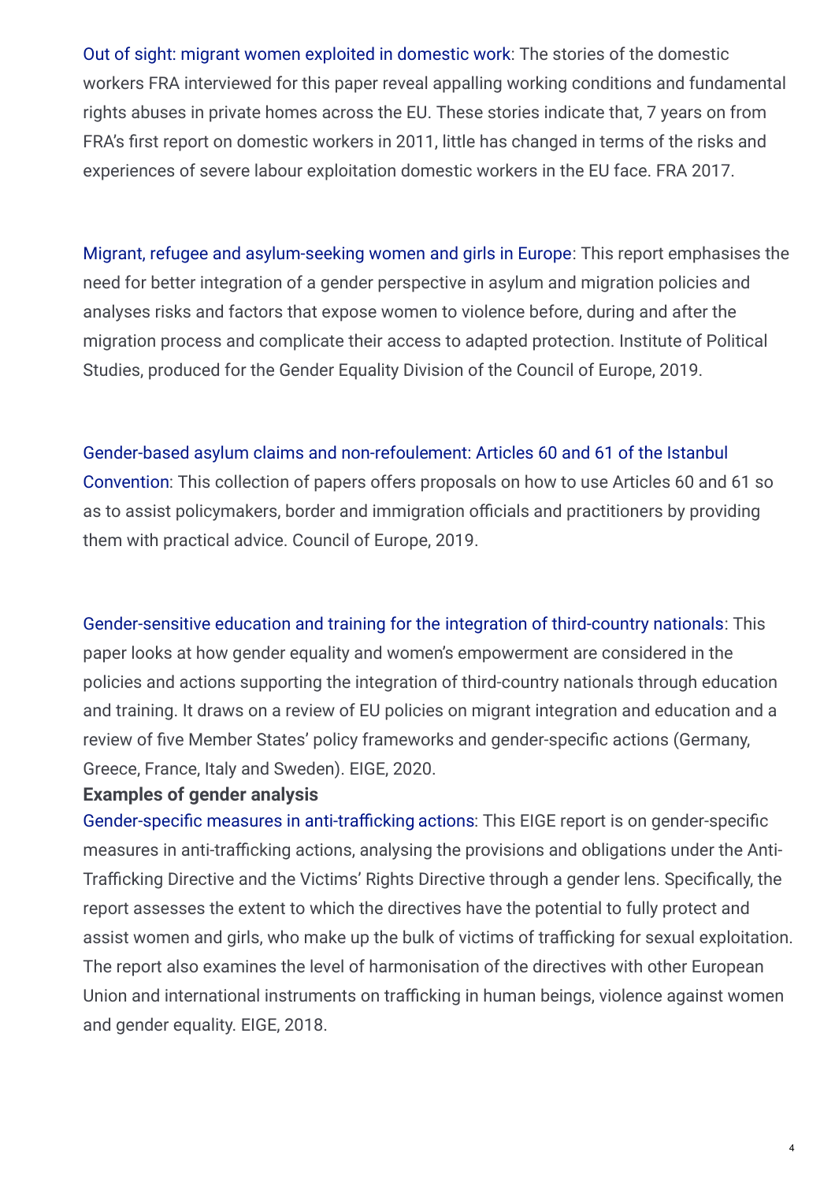Out of sight: migrant women exploited in domestic work: The stories of the domestic workers FRA interviewed for this paper reveal appalling working conditions and fundamental rights abuses in private homes across the EU. These stories indicate that, 7 years on from FRA's first report on domestic workers in 2011, little has changed in terms of the risks and experiences of severe labour exploitation domestic workers in the EU face. FRA 2017.

Migrant, refugee and asylum-seeking women and girls in Europe: This report emphasises the need for better integration of a gender perspective in asylum and migration policies and analyses risks and factors that expose women to violence before, during and after the migration process and complicate their access to adapted protection. Institute of Political Studies, produced for the Gender Equality Division of the Council of Europe, 2019.

Gender-based asylum claims and non-refoulement: Articles 60 and 61 of the Istanbul Convention: This collection of papers offers proposals on how to use Articles 60 and 61 so as to assist policymakers, border and immigration officials and practitioners by providing them with practical advice. Council of Europe, 2019.

Gender-sensitive education and training for the integration of third-country nationals: This paper looks at how gender equality and women's empowerment are considered in the policies and actions supporting the integration of third-country nationals through education and training. It draws on a review of EU policies on migrant integration and education and a review of five Member States' policy frameworks and gender-specific actions (Germany, Greece, France, Italy and Sweden). EIGE, 2020.

**Examples of gender analysis**

Gender-specific measures in anti-trafficking actions: This EIGE report is on gender-specific measures in anti-trafficking actions, analysing the provisions and obligations under the Anti-Trafficking Directive and the Victims' Rights Directive through a gender lens. Specifically, the report assesses the extent to which the directives have the potential to fully protect and assist women and girls, who make up the bulk of victims of trafficking for sexual exploitation. The report also examines the level of harmonisation of the directives with other European Union and international instruments on trafficking in human beings, violence against women and gender equality. EIGE, 2018.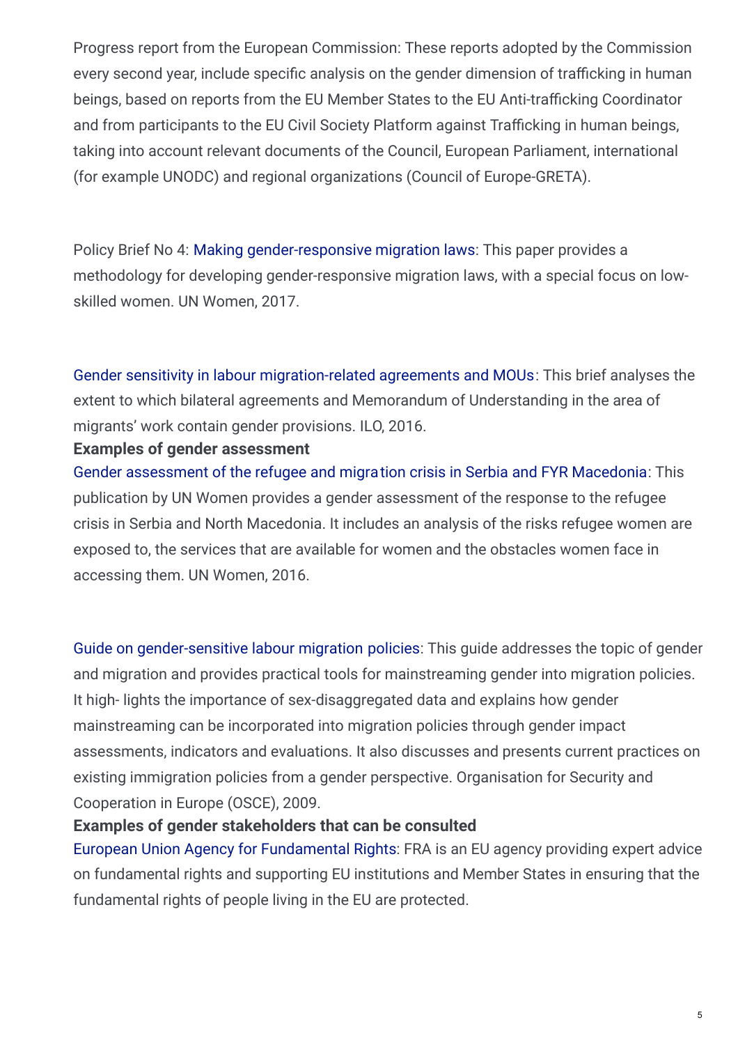Progress report from the European Commission: These reports adopted by the Commission every second year, include specific analysis on the gender dimension of trafficking in human beings, based on reports from the EU Member States to the EU Anti-trafficking Coordinator and from participants to the EU Civil Society Platform against Trafficking in human beings, taking into account relevant documents of the Council, European Parliament, international (for example UNODC) and regional organizations (Council of Europe-GRETA).

Policy Brief No 4: Making gender-responsive migration laws: This paper provides a methodology for developing gender-responsive migration laws, with a special focus on low-skilled women. UN Women, 2017.

Gender sensitivity in labour migration-related agreements and MOUs: This brief analyses the extent to which bilateral agreements and Memorandum of Understanding in the area of migrants' work contain gender provisions. ILO, 2016.

**Examples of gender assessment**

Gender assessment of the refugee and migration crisis in Serbia and FYR Macedonia: This publication by UN Women provides a gender assessment of the response to the refugee crisis in Serbia and North Macedonia. It includes an analysis of the risks refugee women are exposed to, the services that are available for women and the obstacles women face in accessing them. UN Women, 2016.

Guide on gender-sensitive labour migration policies: This guide addresses the topic of gender and migration and provides practical tools for mainstreaming gender into migration policies. It high- lights the importance of sex-disaggregated data and explains how gender mainstreaming can be incorporated into migration policies through gender impact assessments, indicators and evaluations. It also discusses and presents current practices on existing immigration policies from a gender perspective. Organisation for Security and Cooperation in Europe (OSCE), 2009.

**Examples of gender stakeholders that can be consulted**

European Union Agency for Fundamental Rights: FRA is an EU agency providing expert advice on fundamental rights and supporting EU institutions and Member States in ensuring that the fundamental rights of people living in the EU are protected.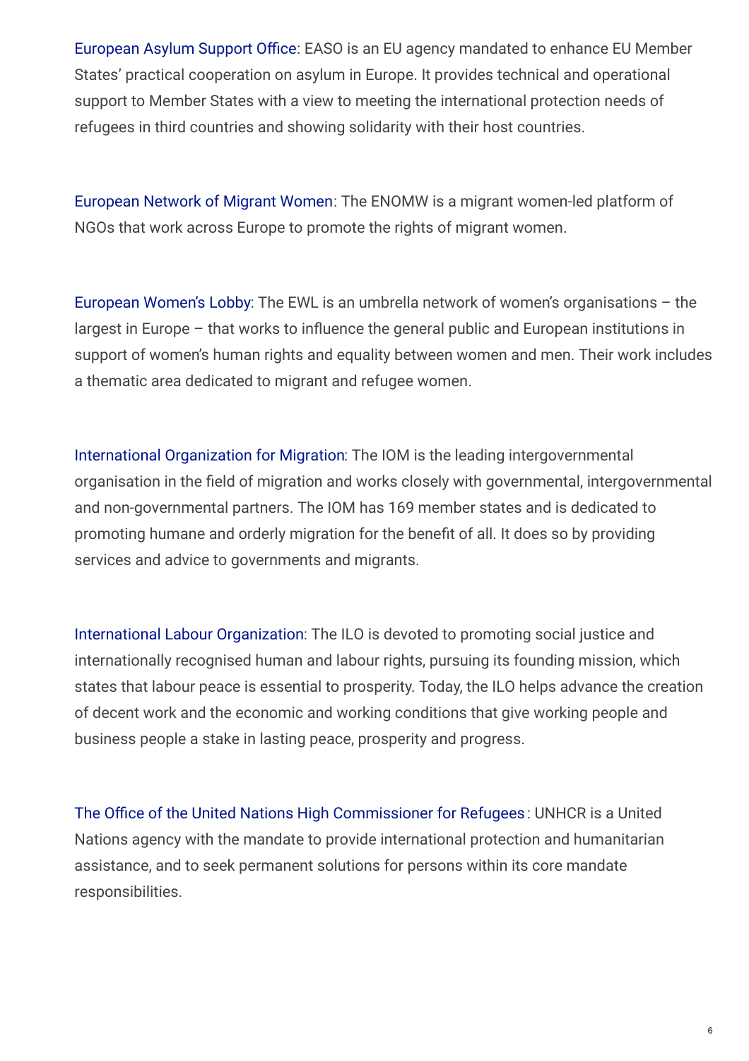European Asylum Support Office: EASO is an EU agency mandated to enhance EU Member States' practical cooperation on asylum in Europe. It provides technical and operational support to Member States with a view to meeting the international protection needs of refugees in third countries and showing solidarity with their host countries.

European Network of Migrant Women: The ENOMW is a migrant women-led platform of NGOs that work across Europe to promote the rights of migrant women.

European Women's Lobby: The EWL is an umbrella network of women's organisations – the largest in Europe – that works to influence the general public and European institutions in support of women's human rights and equality between women and men. Their work includes a thematic area dedicated to migrant and refugee women.

International Organization for Migration: The IOM is the leading intergovernmental organisation in the field of migration and works closely with governmental, intergovernmental and non-governmental partners. The IOM has 169 member states and is dedicated to promoting humane and orderly migration for the benefit of all. It does so by providing services and advice to governments and migrants.

International Labour Organization: The ILO is devoted to promoting social justice and internationally recognised human and labour rights, pursuing its founding mission, which states that labour peace is essential to prosperity. Today, the ILO helps advance the creation of decent work and the economic and working conditions that give working people and business people a stake in lasting peace, prosperity and progress.

The Office of the United Nations High Commissioner for Refugees: UNHCR is a United Nations agency with the mandate to provide international protection and humanitarian assistance, and to seek permanent solutions for persons within its core mandate responsibilities.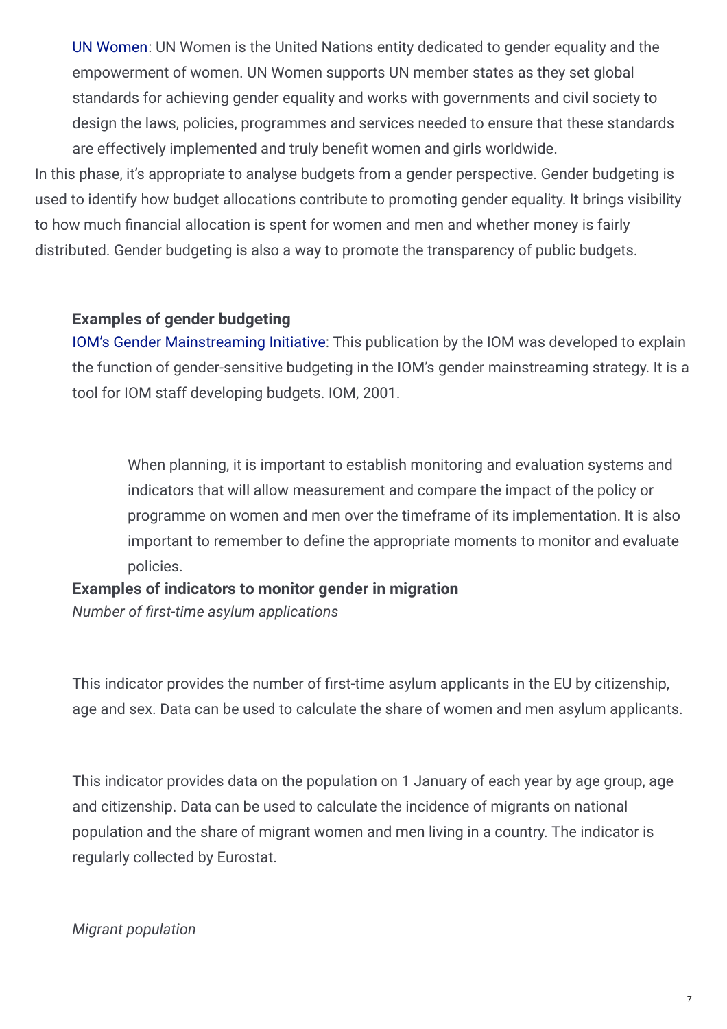UN Women: UN Women is the United Nations entity dedicated to gender equality and the empowerment of women. UN Women supports UN member states as they set global standards for achieving gender equality and works with governments and civil society to design the laws, policies, programmes and services needed to ensure that these standards are effectively implemented and truly benefit women and girls worldwide.

In this phase, it's appropriate to analyse budgets from a gender perspective. Gender budgeting is used to identify how budget allocations contribute to promoting gender equality. It brings visibility to how much financial allocation is spent for women and men and whether money is fairly distributed. Gender budgeting is also a way to promote the transparency of public budgets.

**Examples of gender budgeting**

IOM's Gender Mainstreaming Initiative: This publication by the IOM was developed to explain the function of gender-sensitive budgeting in the IOM's gender mainstreaming strategy. It is a tool for IOM staff developing budgets. IOM, 2001.

> When planning, it is important to establish monitoring and evaluation systems and indicators that will allow measurement and compare the impact of the policy or programme on women and men over the timeframe of its implementation. It is also important to remember to define the appropriate moments to monitor and evaluate policies.

**Examples of indicators to monitor gender in migration**

*Number of first-time asylum applications*

This indicator provides the number of first-time asylum applicants in the EU by citizenship, age and sex. Data can be used to calculate the share of women and men asylum applicants.

This indicator provides data on the population on 1 January of each year by age group, age and citizenship. Data can be used to calculate the incidence of migrants on national population and the share of migrant women and men living in a country. The indicator is regularly collected by Eurostat.

*Migrant population*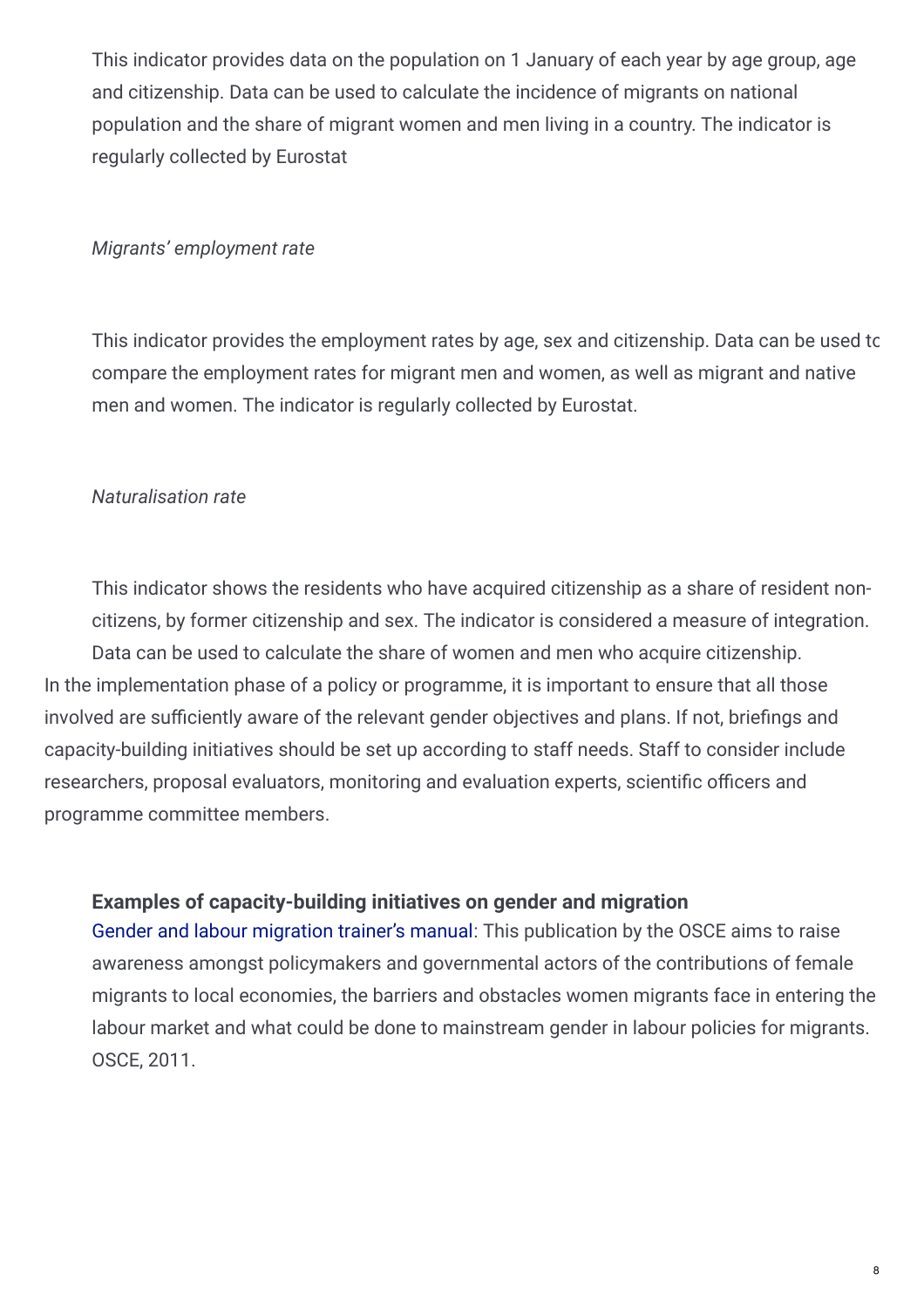This indicator provides data on the population on 1 January of each year by age group, age and citizenship. Data can be used to calculate the incidence of migrants on national population and the share of migrant women and men living in a country. The indicator is regularly collected by Eurostat

*Migrants' employment rate*

This indicator provides the employment rates by age, sex and citizenship. Data can be used to compare the employment rates for migrant men and women, as well as migrant and native men and women. The indicator is regularly collected by Eurostat.

*Naturalisation rate*

This indicator shows the residents who have acquired citizenship as a share of resident non-citizens, by former citizenship and sex. The indicator is considered a measure of integration. Data can be used to calculate the share of women and men who acquire citizenship.

In the implementation phase of a policy or programme, it is important to ensure that all those involved are sufficiently aware of the relevant gender objectives and plans. If not, briefings and capacity-building initiatives should be set up according to staff needs. Staff to consider include researchers, proposal evaluators, monitoring and evaluation experts, scientific officers and programme committee members.

**Examples of capacity-building initiatives on gender and migration**

Gender and labour migration trainer's manual: This publication by the OSCE aims to raise awareness amongst policymakers and governmental actors of the contributions of female migrants to local economies, the barriers and obstacles women migrants face in entering the labour market and what could be done to mainstream gender in labour policies for migrants. OSCE, 2011.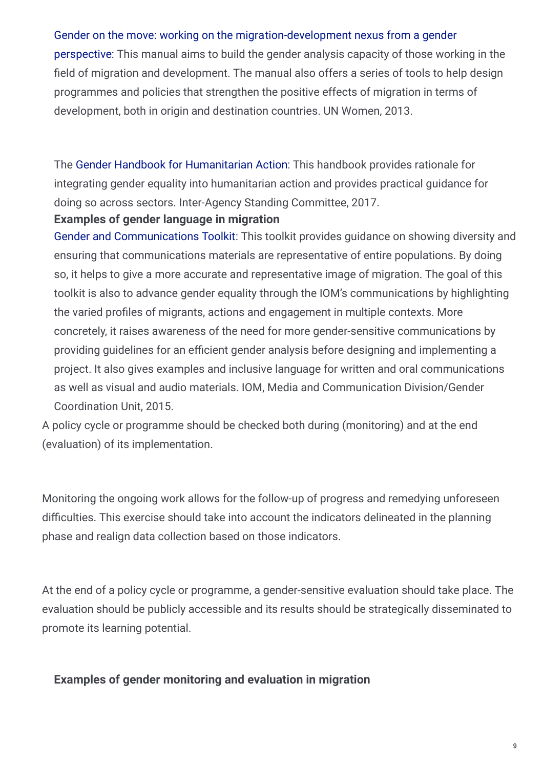Gender on the move: working on the migration-development nexus from a gender perspective: This manual aims to build the gender analysis capacity of those working in the field of migration and development. The manual also offers a series of tools to help design programmes and policies that strengthen the positive effects of migration in terms of development, both in origin and destination countries. UN Women, 2013.

The Gender Handbook for Humanitarian Action: This handbook provides rationale for integrating gender equality into humanitarian action and provides practical guidance for doing so across sectors. Inter-Agency Standing Committee, 2017.

**Examples of gender language in migration**

Gender and Communications Toolkit: This toolkit provides guidance on showing diversity and ensuring that communications materials are representative of entire populations. By doing so, it helps to give a more accurate and representative image of migration. The goal of this toolkit is also to advance gender equality through the IOM's communications by highlighting the varied profiles of migrants, actions and engagement in multiple contexts. More concretely, it raises awareness of the need for more gender-sensitive communications by providing guidelines for an efficient gender analysis before designing and implementing a project. It also gives examples and inclusive language for written and oral communications as well as visual and audio materials. IOM, Media and Communication Division/Gender Coordination Unit, 2015.

A policy cycle or programme should be checked both during (monitoring) and at the end (evaluation) of its implementation.

Monitoring the ongoing work allows for the follow-up of progress and remedying unforeseen difficulties. This exercise should take into account the indicators delineated in the planning phase and realign data collection based on those indicators.

At the end of a policy cycle or programme, a gender-sensitive evaluation should take place. The evaluation should be publicly accessible and its results should be strategically disseminated to promote its learning potential.

**Examples of gender monitoring and evaluation in migration**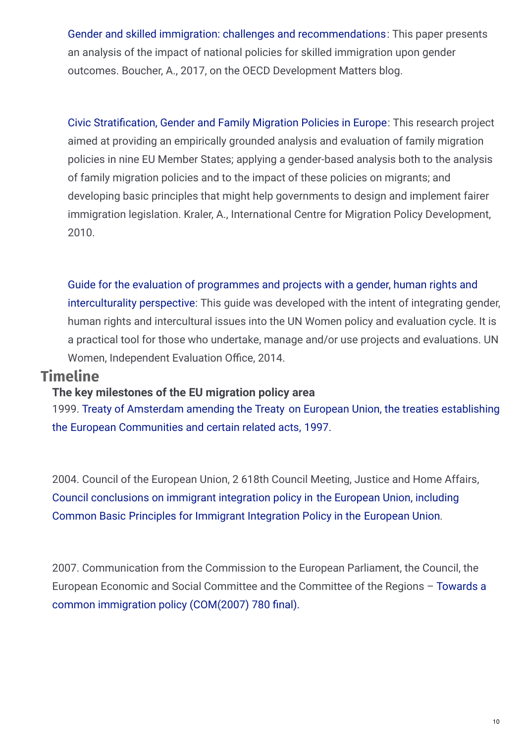Gender and skilled immigration: challenges and recommendations: This paper presents an analysis of the impact of national policies for skilled immigration upon gender outcomes. Boucher, A., 2017, on the OECD Development Matters blog.

Civic Stratification, Gender and Family Migration Policies in Europe: This research project aimed at providing an empirically grounded analysis and evaluation of family migration policies in nine EU Member States; applying a gender-based analysis both to the analysis of family migration policies and to the impact of these policies on migrants; and developing basic principles that might help governments to design and implement fairer immigration legislation. Kraler, A., International Centre for Migration Policy Development, 2010.

Guide for the evaluation of programmes and projects with a gender, human rights and interculturality perspective: This guide was developed with the intent of integrating gender, human rights and intercultural issues into the UN Women policy and evaluation cycle. It is a practical tool for those who undertake, manage and/or use projects and evaluations. UN Women, Independent Evaluation Office, 2014.

## Timeline

**The key milestones of the EU migration policy area**

1999. Treaty of Amsterdam amending the Treaty on European Union, the treaties establishing the European Communities and certain related acts, 1997.

2004. Council of the European Union, 2 618th Council Meeting, Justice and Home Affairs, Council conclusions on immigrant integration policy in the European Union, including Common Basic Principles for Immigrant Integration Policy in the European Union.

2007. Communication from the Commission to the European Parliament, the Council, the European Economic and Social Committee and the Committee of the Regions – Towards a common immigration policy (COM(2007) 780 final).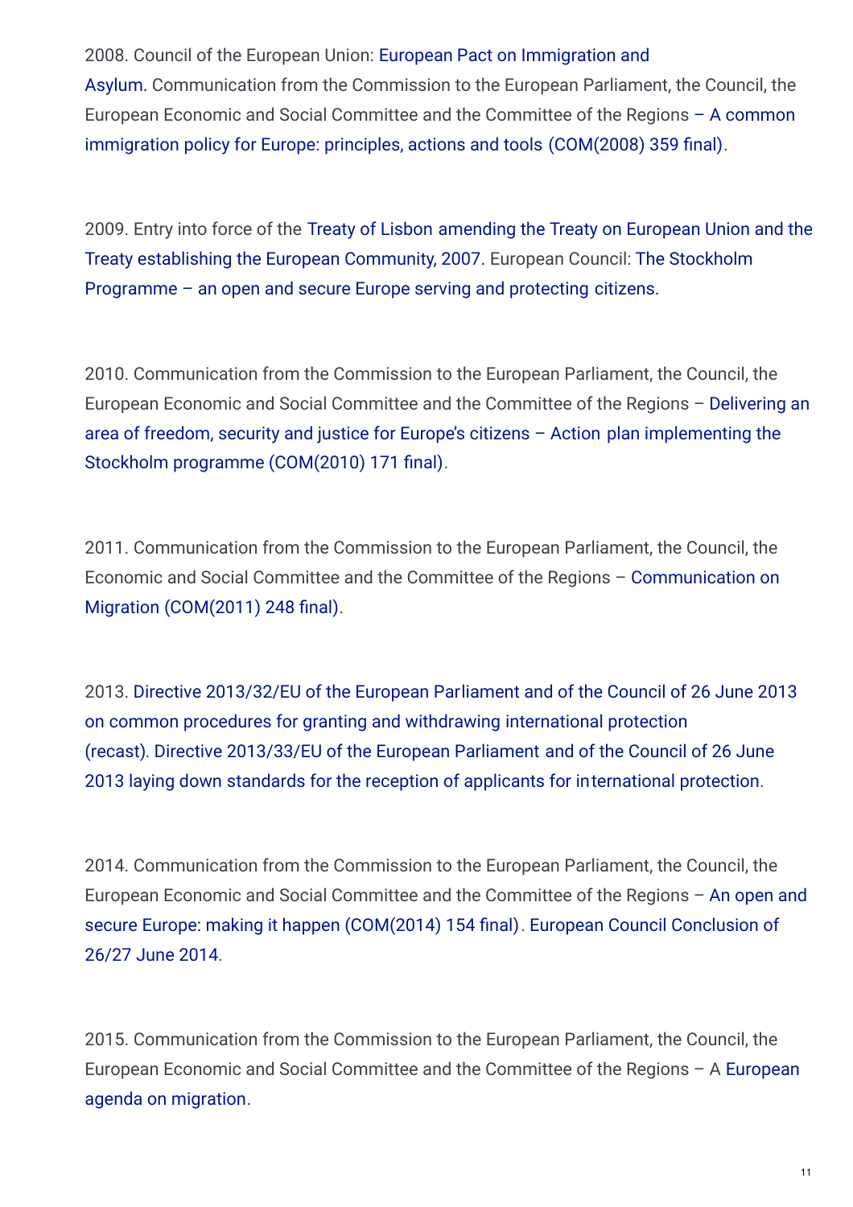2008. Council of the European Union: European Pact on Immigration and Asylum. Communication from the Commission to the European Parliament, the Council, the European Economic and Social Committee and the Committee of the Regions – A common immigration policy for Europe: principles, actions and tools (COM(2008) 359 final).

2009. Entry into force of the Treaty of Lisbon amending the Treaty on European Union and the Treaty establishing the European Community, 2007. European Council: The Stockholm Programme – an open and secure Europe serving and protecting citizens.

2010. Communication from the Commission to the European Parliament, the Council, the European Economic and Social Committee and the Committee of the Regions – Delivering an area of freedom, security and justice for Europe's citizens – Action plan implementing the Stockholm programme (COM(2010) 171 final).

2011. Communication from the Commission to the European Parliament, the Council, the Economic and Social Committee and the Committee of the Regions – Communication on Migration (COM(2011) 248 final).

2013. Directive 2013/32/EU of the European Parliament and of the Council of 26 June 2013 on common procedures for granting and withdrawing international protection (recast). Directive 2013/33/EU of the European Parliament and of the Council of 26 June 2013 laying down standards for the reception of applicants for international protection.

2014. Communication from the Commission to the European Parliament, the Council, the European Economic and Social Committee and the Committee of the Regions – An open and secure Europe: making it happen (COM(2014) 154 final). European Council Conclusion of 26/27 June 2014.

2015. Communication from the Commission to the European Parliament, the Council, the European Economic and Social Committee and the Committee of the Regions – A European agenda on migration.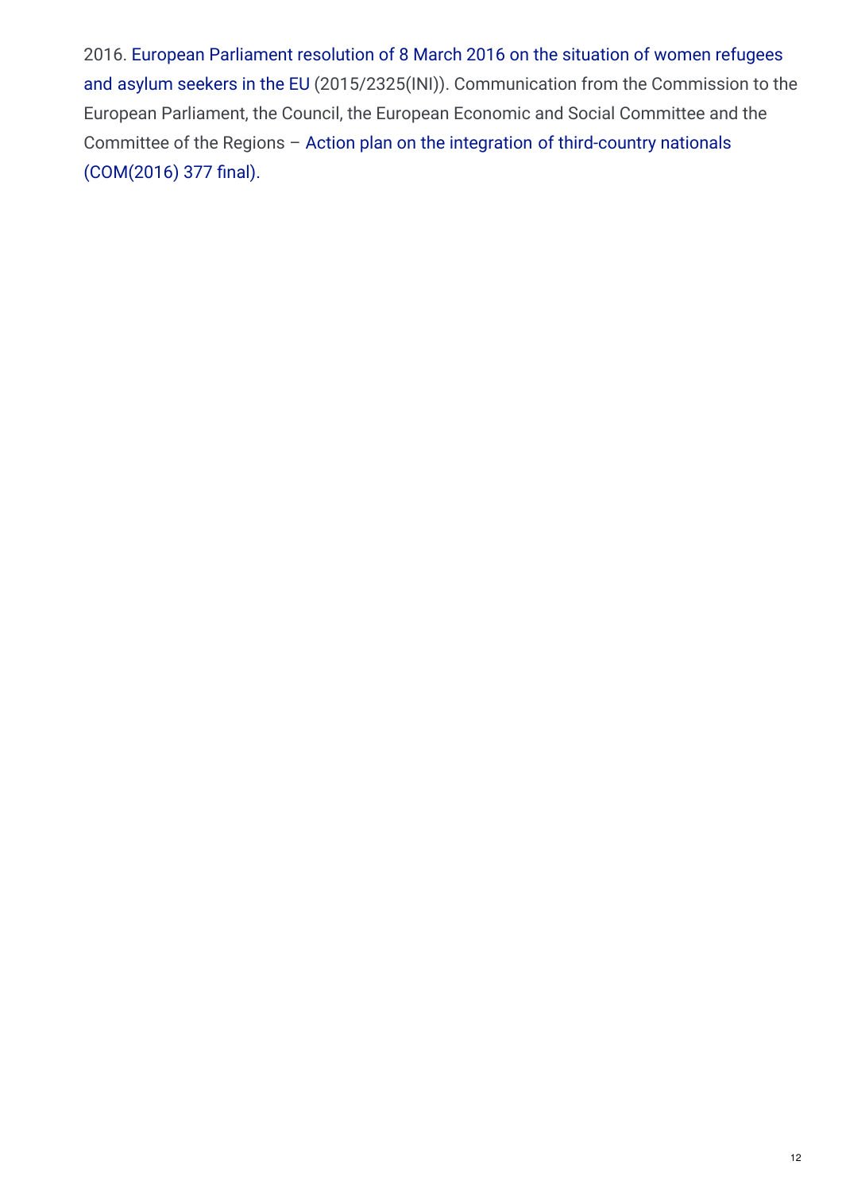2016. European Parliament resolution of 8 March 2016 on the situation of women refugees and asylum seekers in the EU (2015/2325(INI)). Communication from the Commission to the European Parliament, the Council, the European Economic and Social Committee and the Committee of the Regions – Action plan on the integration of third-country nationals (COM(2016) 377 final).